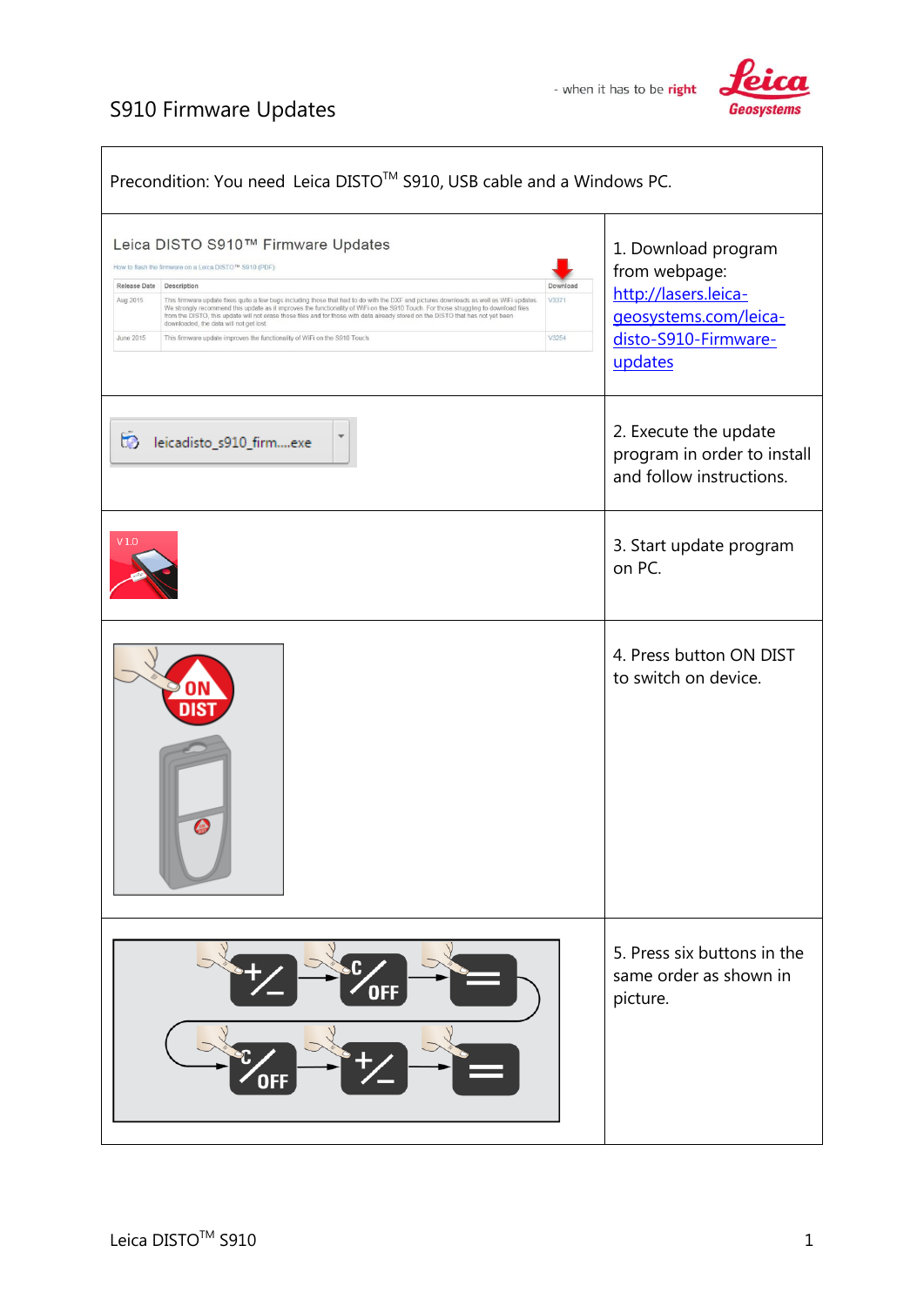# S910 Firmware Updates

- when it has to be **right**

| Precondition: You need Leica DISTO™ S910, USB cable and a Windows PC. | |
|---|---|
| Leica DISTO S910™ Firmware Updates | 1. Download program from webpage: http://lasers.leica-geosystems.com/leica-disto-S910-Firmware-updates |
| leicadisto_s910_firm....exe | 2. Execute the update program in order to install and follow instructions. |
| V 1.0 | 3. Start update program on PC. |
| ON DIST | 4. Press button ON DIST to switch on device. |
| | 5. Press six buttons in the same order as shown in picture. |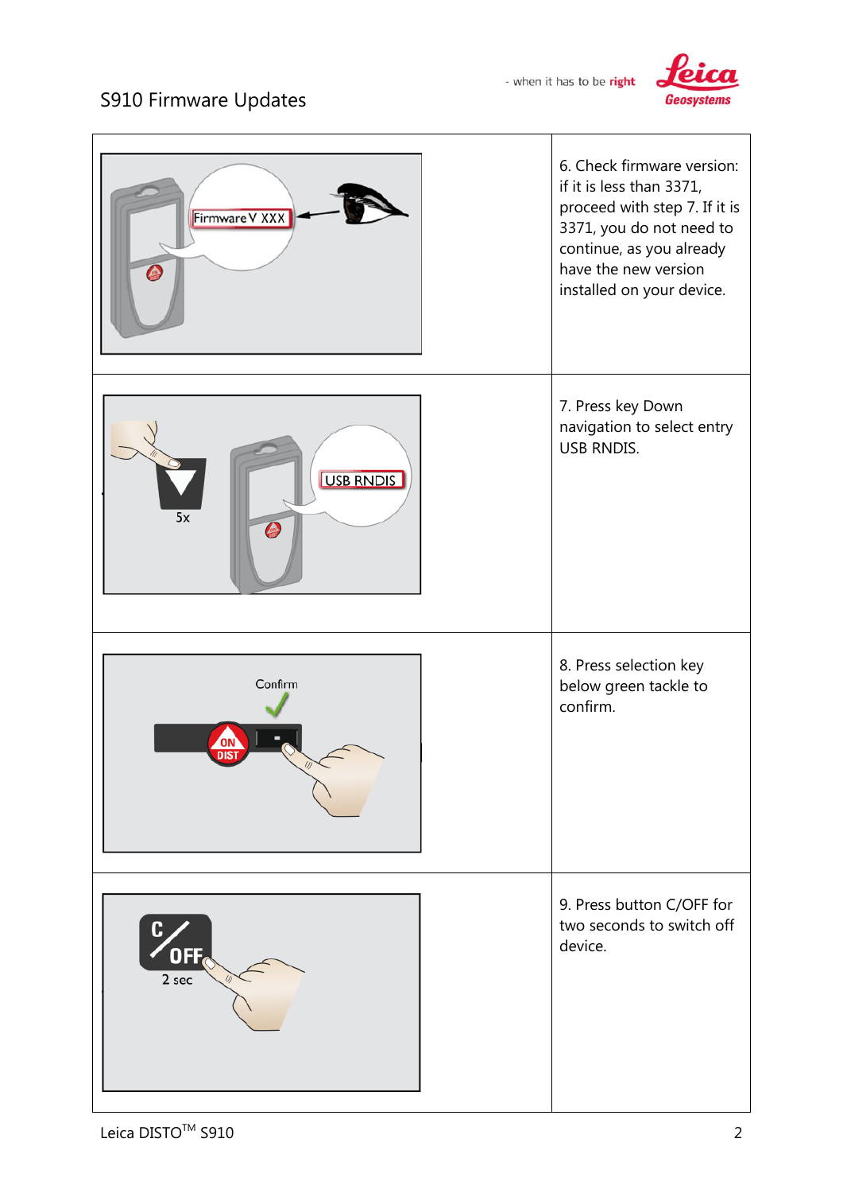| | |
|---|---|
| | 6. Check firmware version: if it is less than 3371, proceed with step 7. If it is 3371, you do not need to continue, as you already have the new version installed on your device. |
| | 7. Press key Down navigation to select entry USB RNDIS. |
| | 8. Press selection key below green tackle to confirm. |
| | 9. Press button C/OFF for two seconds to switch off device. |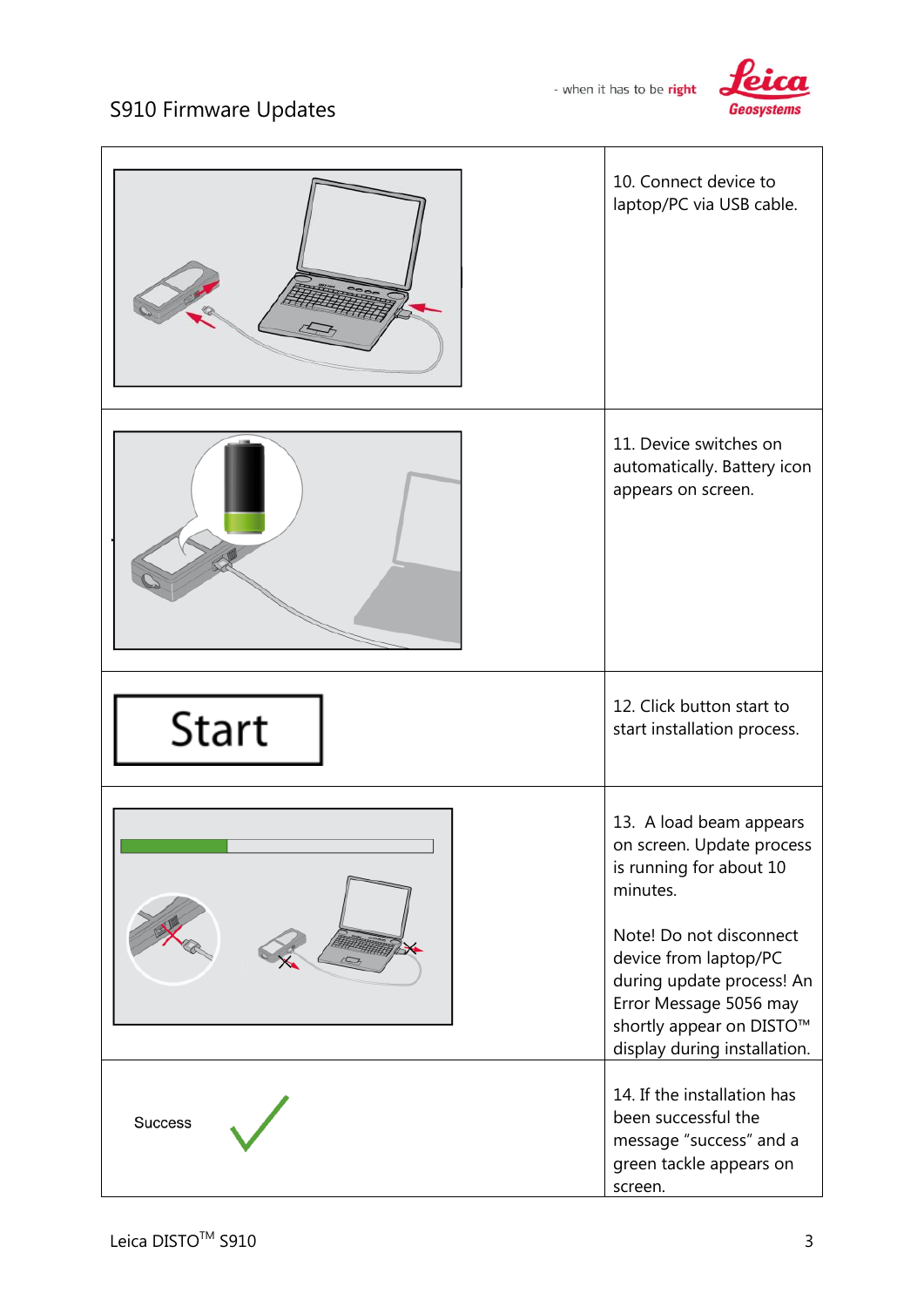# S910 Firmware Updates

| | |
|---|---|
| | 10. Connect device to laptop/PC via USB cable. |
| | 11. Device switches on automatically. Battery icon appears on screen. |
| Start | 12. Click button start to start installation process. |
| | 13. A load beam appears on screen. Update process is running for about 10 minutes.<br><br>Note! Do not disconnect device from laptop/PC during update process! An Error Message 5056 may shortly appear on DISTO™ display during installation. |
| Success | 14. If the installation has been successful the message "success" and a green tackle appears on screen. |

Leica DISTO™ S910